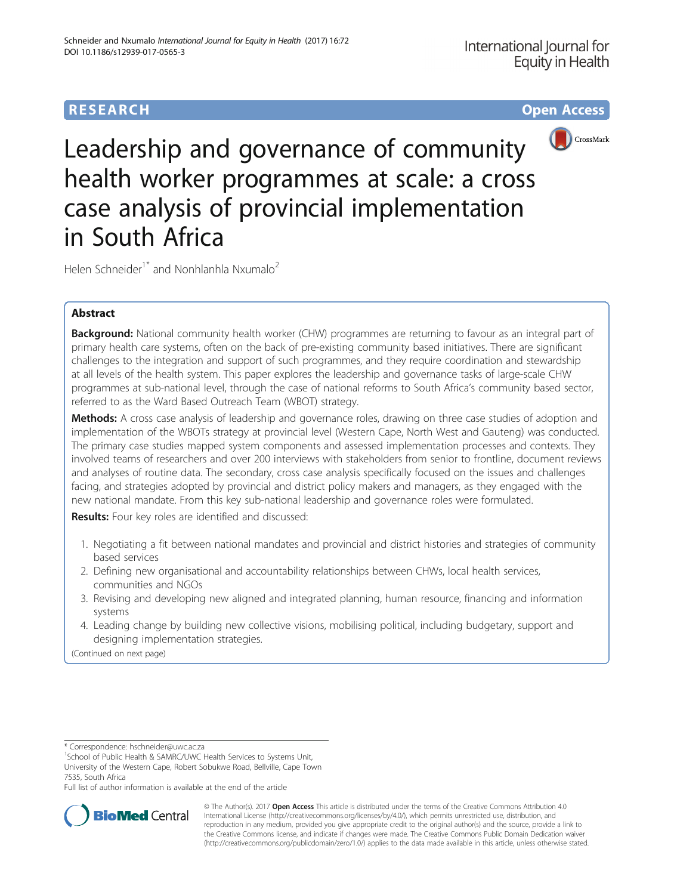RESEARCH Open Access

# Leadership and governance of community health worker programmes at scale: a cross case analysis of provincial implementation in South Africa

Helen Schneider[1*] and Nonhlanhla Nxumalo[2]

## Abstract

**Background:** National community health worker (CHW) programmes are returning to favour as an integral part of primary health care systems, often on the back of pre-existing community based initiatives. There are significant challenges to the integration and support of such programmes, and they require coordination and stewardship at all levels of the health system. This paper explores the leadership and governance tasks of large-scale CHW programmes at sub-national level, through the case of national reforms to South Africa's community based sector, referred to as the Ward Based Outreach Team (WBOT) strategy.

**Methods:** A cross case analysis of leadership and governance roles, drawing on three case studies of adoption and implementation of the WBOTs strategy at provincial level (Western Cape, North West and Gauteng) was conducted. The primary case studies mapped system components and assessed implementation processes and contexts. They involved teams of researchers and over 200 interviews with stakeholders from senior to frontline, document reviews and analyses of routine data. The secondary, cross case analysis specifically focused on the issues and challenges facing, and strategies adopted by provincial and district policy makers and managers, as they engaged with the new national mandate. From this key sub-national leadership and governance roles were formulated.

**Results:** Four key roles are identified and discussed:

1. Negotiating a fit between national mandates and provincial and district histories and strategies of community based services
2. Defining new organisational and accountability relationships between CHWs, local health services, communities and NGOs
3. Revising and developing new aligned and integrated planning, human resource, financing and information systems
4. Leading change by building new collective visions, mobilising political, including budgetary, support and designing implementation strategies.

(Continued on next page)

---

* Correspondence: hschneider@uwc.ac.za

[1]School of Public Health & SAMRC/UWC Health Services to Systems Unit, University of the Western Cape, Robert Sobukwe Road, Bellville, Cape Town 7535, South Africa

Full list of author information is available at the end of the article

© The Author(s). 2017 **Open Access** This article is distributed under the terms of the Creative Commons Attribution 4.0 International License (http://creativecommons.org/licenses/by/4.0/), which permits unrestricted use, distribution, and reproduction in any medium, provided you give appropriate credit to the original author(s) and the source, provide a link to the Creative Commons license, and indicate if changes were made. The Creative Commons Public Domain Dedication waiver (http://creativecommons.org/publicdomain/zero/1.0/) applies to the data made available in this article, unless otherwise stated.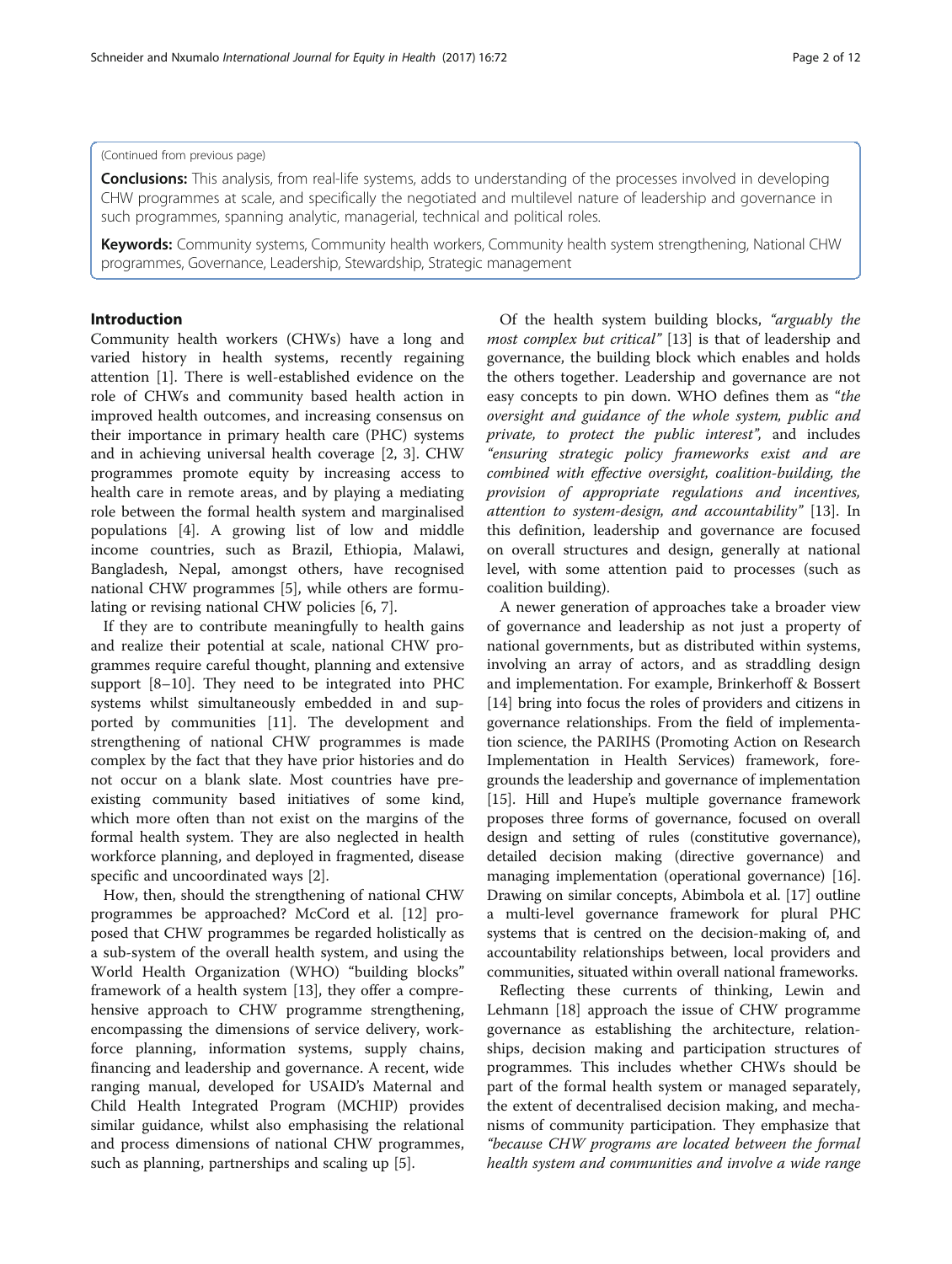(Continued from previous page)

**Conclusions:** This analysis, from real-life systems, adds to understanding of the processes involved in developing CHW programmes at scale, and specifically the negotiated and multilevel nature of leadership and governance in such programmes, spanning analytic, managerial, technical and political roles.

**Keywords:** Community systems, Community health workers, Community health system strengthening, National CHW programmes, Governance, Leadership, Stewardship, Strategic management

## Introduction

Community health workers (CHWs) have a long and varied history in health systems, recently regaining attention [1]. There is well-established evidence on the role of CHWs and community based health action in improved health outcomes, and increasing consensus on their importance in primary health care (PHC) systems and in achieving universal health coverage [2, 3]. CHW programmes promote equity by increasing access to health care in remote areas, and by playing a mediating role between the formal health system and marginalised populations [4]. A growing list of low and middle income countries, such as Brazil, Ethiopia, Malawi, Bangladesh, Nepal, amongst others, have recognised national CHW programmes [5], while others are formulating or revising national CHW policies [6, 7].

If they are to contribute meaningfully to health gains and realize their potential at scale, national CHW programmes require careful thought, planning and extensive support [8–10]. They need to be integrated into PHC systems whilst simultaneously embedded in and supported by communities [11]. The development and strengthening of national CHW programmes is made complex by the fact that they have prior histories and do not occur on a blank slate. Most countries have pre-existing community based initiatives of some kind, which more often than not exist on the margins of the formal health system. They are also neglected in health workforce planning, and deployed in fragmented, disease specific and uncoordinated ways [2].

How, then, should the strengthening of national CHW programmes be approached? McCord et al. [12] proposed that CHW programmes be regarded holistically as a sub-system of the overall health system, and using the World Health Organization (WHO) "building blocks" framework of a health system [13], they offer a comprehensive approach to CHW programme strengthening, encompassing the dimensions of service delivery, workforce planning, information systems, supply chains, financing and leadership and governance. A recent, wide ranging manual, developed for USAID's Maternal and Child Health Integrated Program (MCHIP) provides similar guidance, whilst also emphasising the relational and process dimensions of national CHW programmes, such as planning, partnerships and scaling up [5].

Of the health system building blocks, *"arguably the most complex but critical"* [13] is that of leadership and governance, the building block which enables and holds the others together. Leadership and governance are not easy concepts to pin down. WHO defines them as *"the oversight and guidance of the whole system, public and private, to protect the public interest"*, and includes *"ensuring strategic policy frameworks exist and are combined with effective oversight, coalition-building, the provision of appropriate regulations and incentives, attention to system-design, and accountability"* [13]. In this definition, leadership and governance are focused on overall structures and design, generally at national level, with some attention paid to processes (such as coalition building).

A newer generation of approaches take a broader view of governance and leadership as not just a property of national governments, but as distributed within systems, involving an array of actors, and as straddling design and implementation. For example, Brinkerhoff & Bossert [14] bring into focus the roles of providers and citizens in governance relationships. From the field of implementation science, the PARIHS (Promoting Action on Research Implementation in Health Services) framework, foregrounds the leadership and governance of implementation [15]. Hill and Hupe's multiple governance framework proposes three forms of governance, focused on overall design and setting of rules (constitutive governance), detailed decision making (directive governance) and managing implementation (operational governance) [16]. Drawing on similar concepts, Abimbola et al. [17] outline a multi-level governance framework for plural PHC systems that is centred on the decision-making of, and accountability relationships between, local providers and communities, situated within overall national frameworks.

Reflecting these currents of thinking, Lewin and Lehmann [18] approach the issue of CHW programme governance as establishing the architecture, relationships, decision making and participation structures of programmes. This includes whether CHWs should be part of the formal health system or managed separately, the extent of decentralised decision making, and mechanisms of community participation. They emphasize that *"because CHW programs are located between the formal health system and communities and involve a wide range*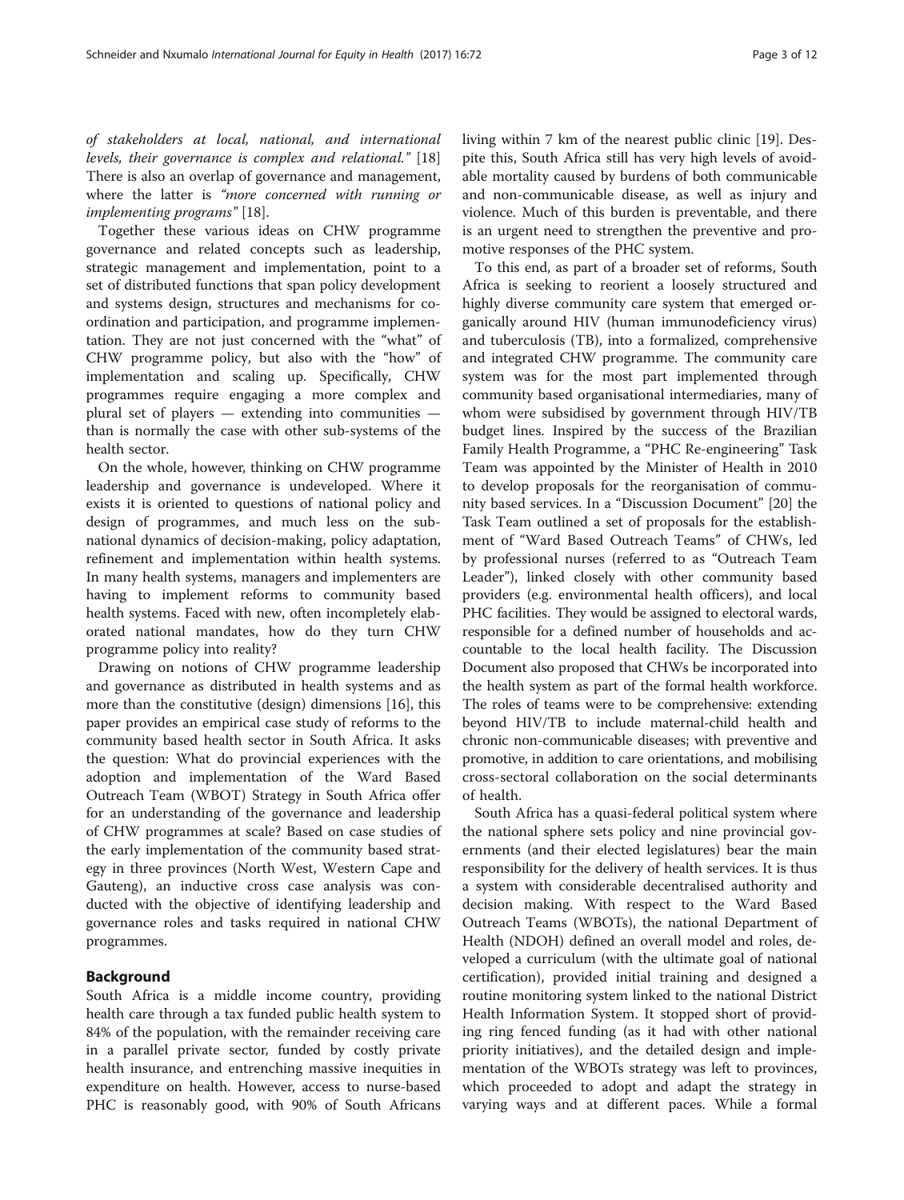*of stakeholders at local, national, and international levels, their governance is complex and relational."* [18] There is also an overlap of governance and management, where the latter is *"more concerned with running or implementing programs"* [18].

Together these various ideas on CHW programme governance and related concepts such as leadership, strategic management and implementation, point to a set of distributed functions that span policy development and systems design, structures and mechanisms for coordination and participation, and programme implementation. They are not just concerned with the "what" of CHW programme policy, but also with the "how" of implementation and scaling up. Specifically, CHW programmes require engaging a more complex and plural set of players — extending into communities — than is normally the case with other sub-systems of the health sector.

On the whole, however, thinking on CHW programme leadership and governance is undeveloped. Where it exists it is oriented to questions of national policy and design of programmes, and much less on the sub-national dynamics of decision-making, policy adaptation, refinement and implementation within health systems. In many health systems, managers and implementers are having to implement reforms to community based health systems. Faced with new, often incompletely elaborated national mandates, how do they turn CHW programme policy into reality?

Drawing on notions of CHW programme leadership and governance as distributed in health systems and as more than the constitutive (design) dimensions [16], this paper provides an empirical case study of reforms to the community based health sector in South Africa. It asks the question: What do provincial experiences with the adoption and implementation of the Ward Based Outreach Team (WBOT) Strategy in South Africa offer for an understanding of the governance and leadership of CHW programmes at scale? Based on case studies of the early implementation of the community based strategy in three provinces (North West, Western Cape and Gauteng), an inductive cross case analysis was conducted with the objective of identifying leadership and governance roles and tasks required in national CHW programmes.

## Background

South Africa is a middle income country, providing health care through a tax funded public health system to 84% of the population, with the remainder receiving care in a parallel private sector, funded by costly private health insurance, and entrenching massive inequities in expenditure on health. However, access to nurse-based PHC is reasonably good, with 90% of South Africans living within 7 km of the nearest public clinic [19]. Despite this, South Africa still has very high levels of avoidable mortality caused by burdens of both communicable and non-communicable disease, as well as injury and violence. Much of this burden is preventable, and there is an urgent need to strengthen the preventive and promotive responses of the PHC system.

To this end, as part of a broader set of reforms, South Africa is seeking to reorient a loosely structured and highly diverse community care system that emerged organically around HIV (human immunodeficiency virus) and tuberculosis (TB), into a formalized, comprehensive and integrated CHW programme. The community care system was for the most part implemented through community based organisational intermediaries, many of whom were subsidised by government through HIV/TB budget lines. Inspired by the success of the Brazilian Family Health Programme, a "PHC Re-engineering" Task Team was appointed by the Minister of Health in 2010 to develop proposals for the reorganisation of community based services. In a "Discussion Document" [20] the Task Team outlined a set of proposals for the establishment of "Ward Based Outreach Teams" of CHWs, led by professional nurses (referred to as "Outreach Team Leader"), linked closely with other community based providers (e.g. environmental health officers), and local PHC facilities. They would be assigned to electoral wards, responsible for a defined number of households and accountable to the local health facility. The Discussion Document also proposed that CHWs be incorporated into the health system as part of the formal health workforce. The roles of teams were to be comprehensive: extending beyond HIV/TB to include maternal-child health and chronic non-communicable diseases; with preventive and promotive, in addition to care orientations, and mobilising cross-sectoral collaboration on the social determinants of health.

South Africa has a quasi-federal political system where the national sphere sets policy and nine provincial governments (and their elected legislatures) bear the main responsibility for the delivery of health services. It is thus a system with considerable decentralised authority and decision making. With respect to the Ward Based Outreach Teams (WBOTs), the national Department of Health (NDOH) defined an overall model and roles, developed a curriculum (with the ultimate goal of national certification), provided initial training and designed a routine monitoring system linked to the national District Health Information System. It stopped short of providing ring fenced funding (as it had with other national priority initiatives), and the detailed design and implementation of the WBOTs strategy was left to provinces, which proceeded to adopt and adapt the strategy in varying ways and at different paces. While a formal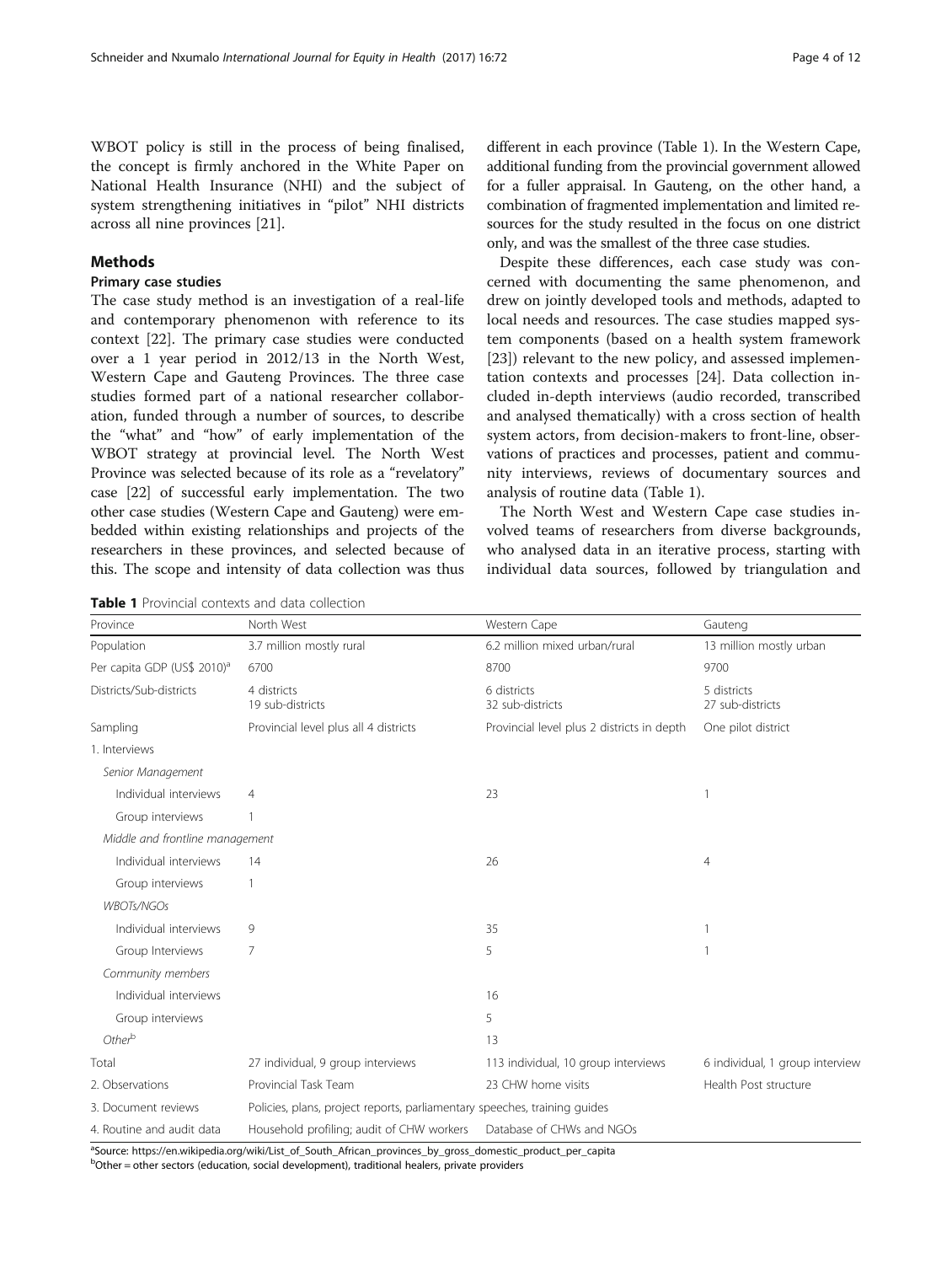WBOT policy is still in the process of being finalised, the concept is firmly anchored in the White Paper on National Health Insurance (NHI) and the subject of system strengthening initiatives in "pilot" NHI districts across all nine provinces [21].

## Methods

### Primary case studies

The case study method is an investigation of a real-life and contemporary phenomenon with reference to its context [22]. The primary case studies were conducted over a 1 year period in 2012/13 in the North West, Western Cape and Gauteng Provinces. The three case studies formed part of a national researcher collaboration, funded through a number of sources, to describe the "what" and "how" of early implementation of the WBOT strategy at provincial level. The North West Province was selected because of its role as a "revelatory" case [22] of successful early implementation. The two other case studies (Western Cape and Gauteng) were embedded within existing relationships and projects of the researchers in these provinces, and selected because of this. The scope and intensity of data collection was thus different in each province (Table 1). In the Western Cape, additional funding from the provincial government allowed for a fuller appraisal. In Gauteng, on the other hand, a combination of fragmented implementation and limited resources for the study resulted in the focus on one district only, and was the smallest of the three case studies.

Despite these differences, each case study was concerned with documenting the same phenomenon, and drew on jointly developed tools and methods, adapted to local needs and resources. The case studies mapped system components (based on a health system framework [23]) relevant to the new policy, and assessed implementation contexts and processes [24]. Data collection included in-depth interviews (audio recorded, transcribed and analysed thematically) with a cross section of health system actors, from decision-makers to front-line, observations of practices and processes, patient and community interviews, reviews of documentary sources and analysis of routine data (Table 1).

The North West and Western Cape case studies involved teams of researchers from diverse backgrounds, who analysed data in an iterative process, starting with individual data sources, followed by triangulation and

**Table 1** Provincial contexts and data collection

| Province | North West | Western Cape | Gauteng |
|---|---|---|---|
| Population | 3.7 million mostly rural | 6.2 million mixed urban/rural | 13 million mostly urban |
| Per capita GDP (US$ 2010)[a] | 6700 | 8700 | 9700 |
| Districts/Sub-districts | 4 districts<br>19 sub-districts | 6 districts<br>32 sub-districts | 5 districts<br>27 sub-districts |
| Sampling | Provincial level plus all 4 districts | Provincial level plus 2 districts in depth | One pilot district |
| 1. Interviews | | | |
| *Senior Management* | | | |
| Individual interviews | 4 | 23 | 1 |
| Group interviews | 1 | | |
| *Middle and frontline management* | | | |
| Individual interviews | 14 | 26 | 4 |
| Group interviews | 1 | | |
| *WBOTs/NGOs* | | | |
| Individual interviews | 9 | 35 | 1 |
| Group Interviews | 7 | 5 | 1 |
| *Community members* | | | |
| Individual interviews | | 16 | |
| Group interviews | | 5 | |
| *Other*[b] | | 13 | |
| Total | 27 individual, 9 group interviews | 113 individual, 10 group interviews | 6 individual, 1 group interview |
| 2. Observations | Provincial Task Team | 23 CHW home visits | Health Post structure |
| 3. Document reviews | Policies, plans, project reports, parliamentary speeches, training guides | | |
| 4. Routine and audit data | Household profiling; audit of CHW workers | Database of CHWs and NGOs | |

[a]Source: https://en.wikipedia.org/wiki/List_of_South_African_provinces_by_gross_domestic_product_per_capita
[b]Other = other sectors (education, social development), traditional healers, private providers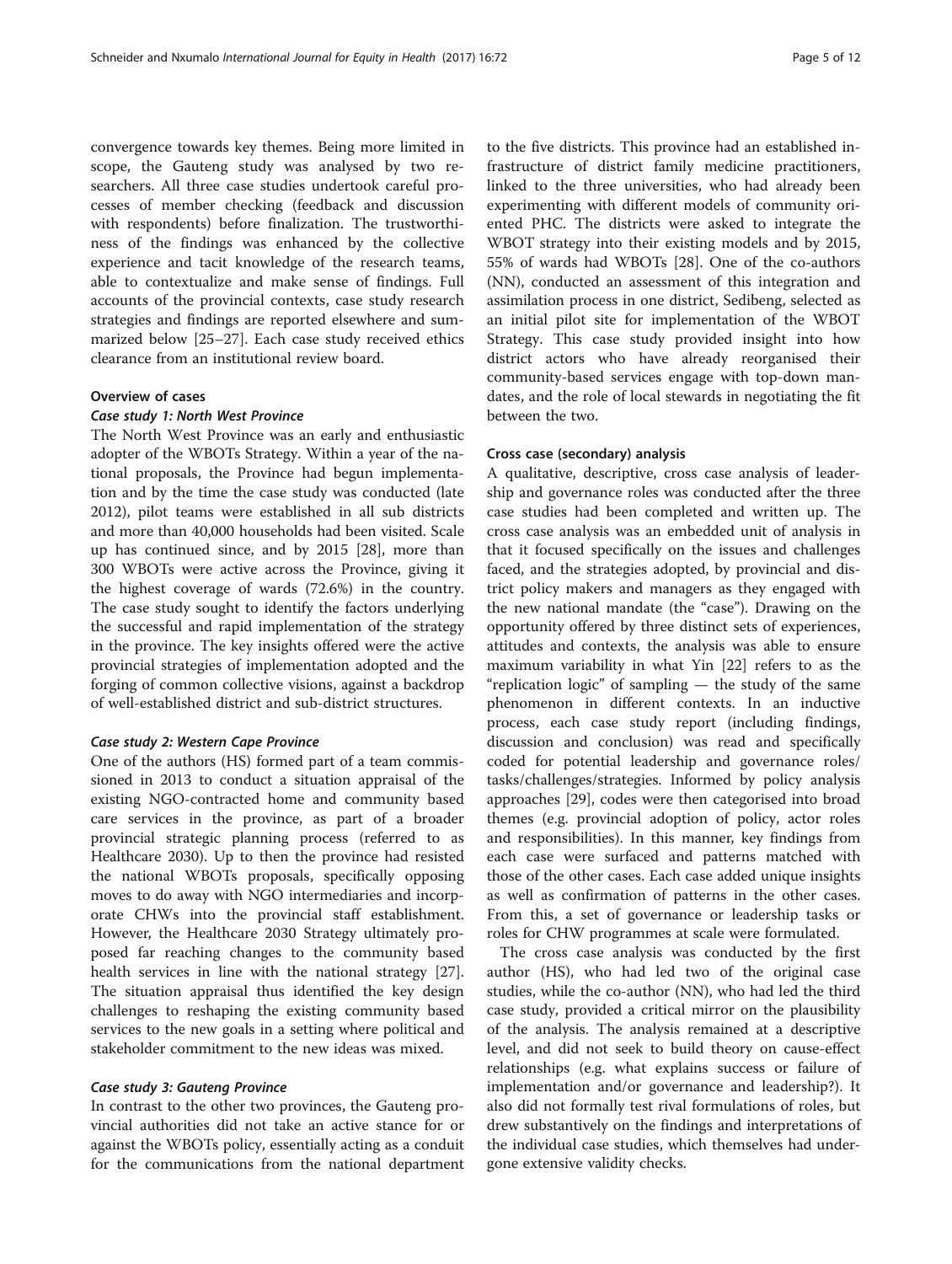convergence towards key themes. Being more limited in scope, the Gauteng study was analysed by two researchers. All three case studies undertook careful processes of member checking (feedback and discussion with respondents) before finalization. The trustworthiness of the findings was enhanced by the collective experience and tacit knowledge of the research teams, able to contextualize and make sense of findings. Full accounts of the provincial contexts, case study research strategies and findings are reported elsewhere and summarized below [25–27]. Each case study received ethics clearance from an institutional review board.

### Overview of cases

#### *Case study 1: North West Province*

The North West Province was an early and enthusiastic adopter of the WBOTs Strategy. Within a year of the national proposals, the Province had begun implementation and by the time the case study was conducted (late 2012), pilot teams were established in all sub districts and more than 40,000 households had been visited. Scale up has continued since, and by 2015 [28], more than 300 WBOTs were active across the Province, giving it the highest coverage of wards (72.6%) in the country. The case study sought to identify the factors underlying the successful and rapid implementation of the strategy in the province. The key insights offered were the active provincial strategies of implementation adopted and the forging of common collective visions, against a backdrop of well-established district and sub-district structures.

#### *Case study 2: Western Cape Province*

One of the authors (HS) formed part of a team commissioned in 2013 to conduct a situation appraisal of the existing NGO-contracted home and community based care services in the province, as part of a broader provincial strategic planning process (referred to as Healthcare 2030). Up to then the province had resisted the national WBOTs proposals, specifically opposing moves to do away with NGO intermediaries and incorporate CHWs into the provincial staff establishment. However, the Healthcare 2030 Strategy ultimately proposed far reaching changes to the community based health services in line with the national strategy [27]. The situation appraisal thus identified the key design challenges to reshaping the existing community based services to the new goals in a setting where political and stakeholder commitment to the new ideas was mixed.

#### *Case study 3: Gauteng Province*

In contrast to the other two provinces, the Gauteng provincial authorities did not take an active stance for or against the WBOTs policy, essentially acting as a conduit for the communications from the national department to the five districts. This province had an established infrastructure of district family medicine practitioners, linked to the three universities, who had already been experimenting with different models of community oriented PHC. The districts were asked to integrate the WBOT strategy into their existing models and by 2015, 55% of wards had WBOTs [28]. One of the co-authors (NN), conducted an assessment of this integration and assimilation process in one district, Sedibeng, selected as an initial pilot site for implementation of the WBOT Strategy. This case study provided insight into how district actors who have already reorganised their community-based services engage with top-down mandates, and the role of local stewards in negotiating the fit between the two.

### Cross case (secondary) analysis

A qualitative, descriptive, cross case analysis of leadership and governance roles was conducted after the three case studies had been completed and written up. The cross case analysis was an embedded unit of analysis in that it focused specifically on the issues and challenges faced, and the strategies adopted, by provincial and district policy makers and managers as they engaged with the new national mandate (the "case"). Drawing on the opportunity offered by three distinct sets of experiences, attitudes and contexts, the analysis was able to ensure maximum variability in what Yin [22] refers to as the "replication logic" of sampling — the study of the same phenomenon in different contexts. In an inductive process, each case study report (including findings, discussion and conclusion) was read and specifically coded for potential leadership and governance roles/tasks/challenges/strategies. Informed by policy analysis approaches [29], codes were then categorised into broad themes (e.g. provincial adoption of policy, actor roles and responsibilities). In this manner, key findings from each case were surfaced and patterns matched with those of the other cases. Each case added unique insights as well as confirmation of patterns in the other cases. From this, a set of governance or leadership tasks or roles for CHW programmes at scale were formulated.

The cross case analysis was conducted by the first author (HS), who had led two of the original case studies, while the co-author (NN), who had led the third case study, provided a critical mirror on the plausibility of the analysis. The analysis remained at a descriptive level, and did not seek to build theory on cause-effect relationships (e.g. what explains success or failure of implementation and/or governance and leadership?). It also did not formally test rival formulations of roles, but drew substantively on the findings and interpretations of the individual case studies, which themselves had undergone extensive validity checks.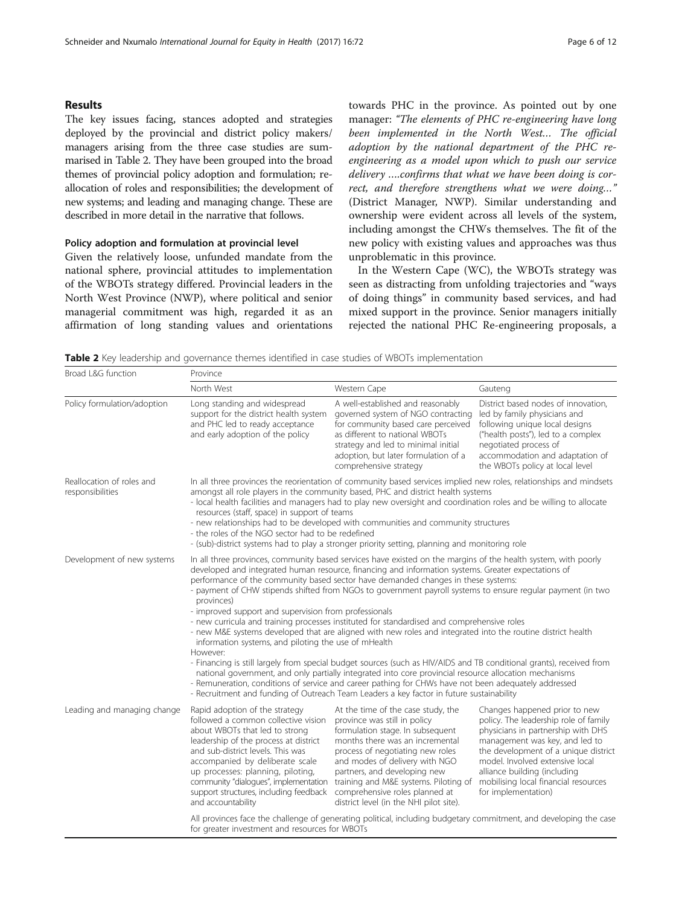## Results

The key issues facing, stances adopted and strategies deployed by the provincial and district policy makers/managers arising from the three case studies are summarised in Table 2. They have been grouped into the broad themes of provincial policy adoption and formulation; re-allocation of roles and responsibilities; the development of new systems; and leading and managing change. These are described in more detail in the narrative that follows.

### Policy adoption and formulation at provincial level

Given the relatively loose, unfunded mandate from the national sphere, provincial attitudes to implementation of the WBOTs strategy differed. Provincial leaders in the North West Province (NWP), where political and senior managerial commitment was high, regarded it as an affirmation of long standing values and orientations towards PHC in the province. As pointed out by one manager: *"The elements of PHC re-engineering have long been implemented in the North West... The official adoption by the national department of the PHC re-engineering as a model upon which to push our service delivery ....confirms that what we have been doing is correct, and therefore strengthens what we were doing..."* (District Manager, NWP). Similar understanding and ownership were evident across all levels of the system, including amongst the CHWs themselves. The fit of the new policy with existing values and approaches was thus unproblematic in this province.

In the Western Cape (WC), the WBOTs strategy was seen as distracting from unfolding trajectories and "ways of doing things" in community based services, and had mixed support in the province. Senior managers initially rejected the national PHC Re-engineering proposals, a

**Table 2** Key leadership and governance themes identified in case studies of WBOTs implementation

| Broad L&G function | Province | | |
|---|---|---|---|
| | North West | Western Cape | Gauteng |
| Policy formulation/adoption | Long standing and widespread support for the district health system and PHC led to ready acceptance and early adoption of the policy | A well-established and reasonably governed system of NGO contracting for community based care perceived as different to national WBOTs strategy and led to minimal initial adoption, but later formulation of a comprehensive strategy | District based nodes of innovation, led by family physicians and following unique local designs ("health posts"), led to a complex negotiated process of accommodation and adaptation of the WBOTs policy at local level |
| Reallocation of roles and responsibilities | In all three provinces the reorientation of community based services implied new roles, relationships and mindsets amongst all role players in the community based, PHC and district health systems<br>- local health facilities and managers had to play new oversight and coordination roles and be willing to allocate resources (staff, space) in support of teams<br>- new relationships had to be developed with communities and community structures<br>- the roles of the NGO sector had to be redefined<br>- (sub)-district systems had to play a stronger priority setting, planning and monitoring role | | |
| Development of new systems | In all three provinces, community based services have existed on the margins of the health system, with poorly developed and integrated human resource, financing and information systems. Greater expectations of performance of the community based sector have demanded changes in these systems:<br>- payment of CHW stipends shifted from NGOs to government payroll systems to ensure regular payment (in two provinces)<br>- improved support and supervision from professionals<br>- new curricula and training processes instituted for standardised and comprehensive roles<br>- new M&E systems developed that are aligned with new roles and integrated into the routine district health information systems, and piloting the use of mHealth<br>However:<br>- Financing is still largely from special budget sources (such as HIV/AIDS and TB conditional grants), received from national government, and only partially integrated into core provincial resource allocation mechanisms<br>- Remuneration, conditions of service and career pathing for CHWs have not been adequately addressed<br>- Recruitment and funding of Outreach Team Leaders a key factor in future sustainability | | |
| Leading and managing change | Rapid adoption of the strategy followed a common collective vision about WBOTs that led to strong leadership of the process at district and sub-district levels. This was accompanied by deliberate scale up processes: planning, piloting, community "dialogues", implementation support structures, including feedback and accountability | At the time of the case study, the province was still in policy formulation stage. In subsequent months there was an incremental process of negotiating new roles and modes of delivery with NGO partners, and developing new training and M&E systems. Piloting of comprehensive roles planned at district level (in the NHI pilot site). | Changes happened prior to new policy. The leadership role of family physicians in partnership with DHS management was key, and led to the development of a unique district model. Involved extensive local alliance building (including mobilising local financial resources for implementation) |
| | All provinces face the challenge of generating political, including budgetary commitment, and developing the case for greater investment and resources for WBOTs | | |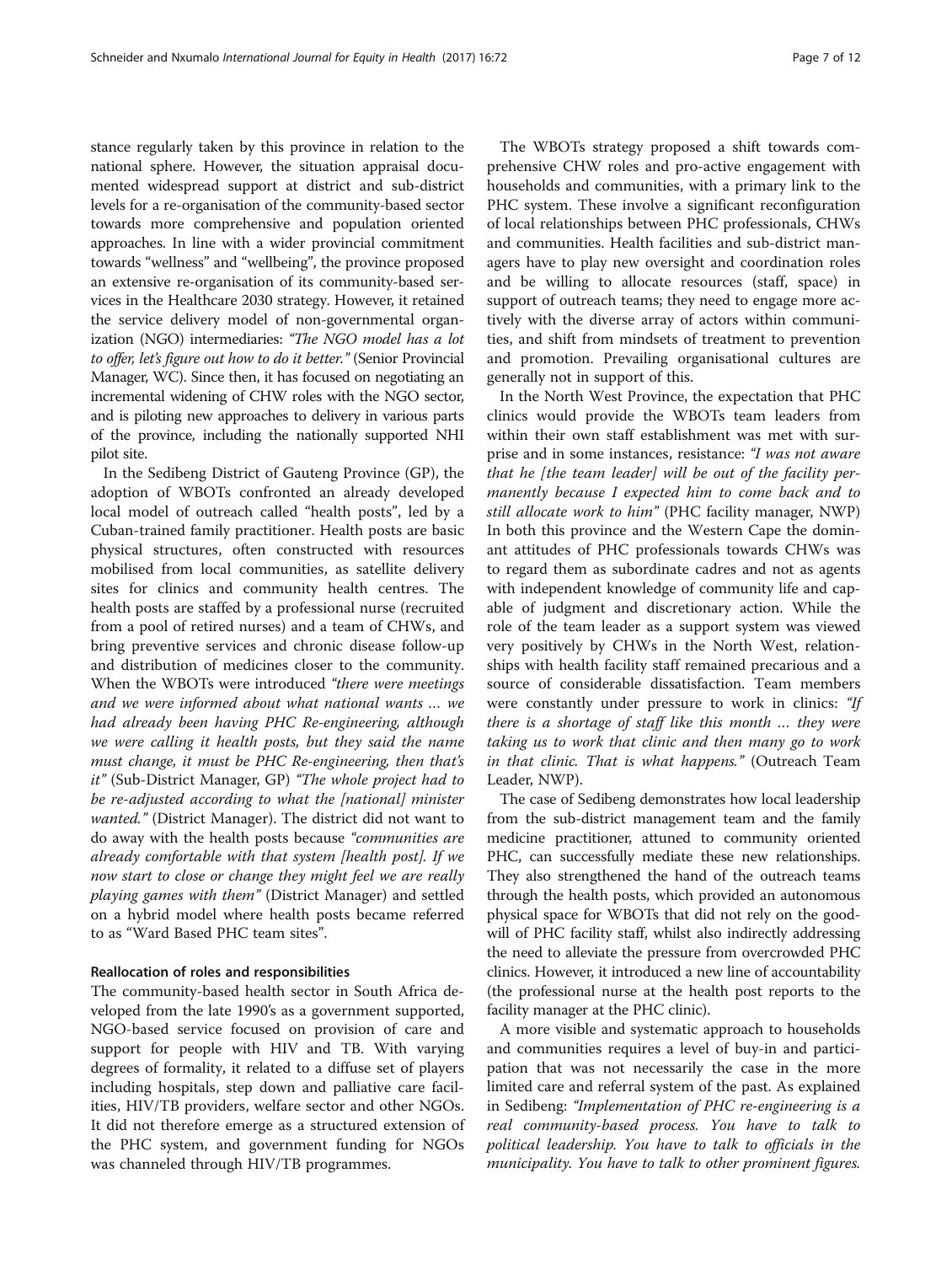stance regularly taken by this province in relation to the national sphere. However, the situation appraisal documented widespread support at district and sub-district levels for a re-organisation of the community-based sector towards more comprehensive and population oriented approaches. In line with a wider provincial commitment towards "wellness" and "wellbeing", the province proposed an extensive re-organisation of its community-based services in the Healthcare 2030 strategy. However, it retained the service delivery model of non-governmental organization (NGO) intermediaries: *"The NGO model has a lot to offer, let's figure out how to do it better."* (Senior Provincial Manager, WC). Since then, it has focused on negotiating an incremental widening of CHW roles with the NGO sector, and is piloting new approaches to delivery in various parts of the province, including the nationally supported NHI pilot site.

In the Sedibeng District of Gauteng Province (GP), the adoption of WBOTs confronted an already developed local model of outreach called "health posts", led by a Cuban-trained family practitioner. Health posts are basic physical structures, often constructed with resources mobilised from local communities, as satellite delivery sites for clinics and community health centres. The health posts are staffed by a professional nurse (recruited from a pool of retired nurses) and a team of CHWs, and bring preventive services and chronic disease follow-up and distribution of medicines closer to the community. When the WBOTs were introduced *"there were meetings and we were informed about what national wants … we had already been having PHC Re-engineering, although we were calling it health posts, but they said the name must change, it must be PHC Re-engineering, then that's it"* (Sub-District Manager, GP) *"The whole project had to be re-adjusted according to what the [national] minister wanted."* (District Manager). The district did not want to do away with the health posts because *"communities are already comfortable with that system [health post]. If we now start to close or change they might feel we are really playing games with them"* (District Manager) and settled on a hybrid model where health posts became referred to as "Ward Based PHC team sites".

#### Reallocation of roles and responsibilities

The community-based health sector in South Africa developed from the late 1990's as a government supported, NGO-based service focused on provision of care and support for people with HIV and TB. With varying degrees of formality, it related to a diffuse set of players including hospitals, step down and palliative care facilities, HIV/TB providers, welfare sector and other NGOs. It did not therefore emerge as a structured extension of the PHC system, and government funding for NGOs was channeled through HIV/TB programmes.

The WBOTs strategy proposed a shift towards comprehensive CHW roles and pro-active engagement with households and communities, with a primary link to the PHC system. These involve a significant reconfiguration of local relationships between PHC professionals, CHWs and communities. Health facilities and sub-district managers have to play new oversight and coordination roles and be willing to allocate resources (staff, space) in support of outreach teams; they need to engage more actively with the diverse array of actors within communities, and shift from mindsets of treatment to prevention and promotion. Prevailing organisational cultures are generally not in support of this.

In the North West Province, the expectation that PHC clinics would provide the WBOTs team leaders from within their own staff establishment was met with surprise and in some instances, resistance: *"I was not aware that he [the team leader] will be out of the facility permanently because I expected him to come back and to still allocate work to him"* (PHC facility manager, NWP) In both this province and the Western Cape the dominant attitudes of PHC professionals towards CHWs was to regard them as subordinate cadres and not as agents with independent knowledge of community life and capable of judgment and discretionary action. While the role of the team leader as a support system was viewed very positively by CHWs in the North West, relationships with health facility staff remained precarious and a source of considerable dissatisfaction. Team members were constantly under pressure to work in clinics: *"If there is a shortage of staff like this month … they were taking us to work that clinic and then many go to work in that clinic. That is what happens."* (Outreach Team Leader, NWP).

The case of Sedibeng demonstrates how local leadership from the sub-district management team and the family medicine practitioner, attuned to community oriented PHC, can successfully mediate these new relationships. They also strengthened the hand of the outreach teams through the health posts, which provided an autonomous physical space for WBOTs that did not rely on the goodwill of PHC facility staff, whilst also indirectly addressing the need to alleviate the pressure from overcrowded PHC clinics. However, it introduced a new line of accountability (the professional nurse at the health post reports to the facility manager at the PHC clinic).

A more visible and systematic approach to households and communities requires a level of buy-in and participation that was not necessarily the case in the more limited care and referral system of the past. As explained in Sedibeng: *"Implementation of PHC re-engineering is a real community-based process. You have to talk to political leadership. You have to talk to officials in the municipality. You have to talk to other prominent figures.*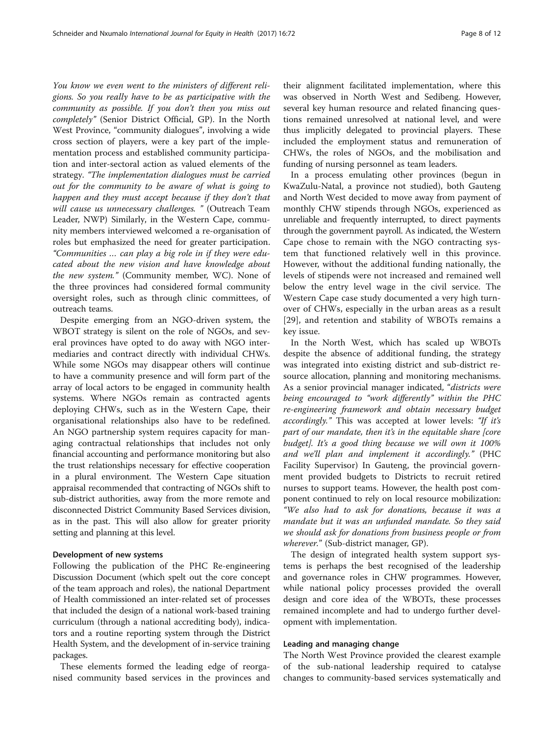*You know we even went to the ministers of different religions. So you really have to be as participative with the community as possible. If you don't then you miss out completely"* (Senior District Official, GP). In the North West Province, "community dialogues", involving a wide cross section of players, were a key part of the implementation process and established community participation and inter-sectoral action as valued elements of the strategy. *"The implementation dialogues must be carried out for the community to be aware of what is going to happen and they must accept because if they don't that will cause us unnecessary challenges. "* (Outreach Team Leader, NWP) Similarly, in the Western Cape, community members interviewed welcomed a re-organisation of roles but emphasized the need for greater participation. *"Communities … can play a big role in if they were educated about the new vision and have knowledge about the new system."* (Community member, WC). None of the three provinces had considered formal community oversight roles, such as through clinic committees, of outreach teams.

Despite emerging from an NGO-driven system, the WBOT strategy is silent on the role of NGOs, and several provinces have opted to do away with NGO intermediaries and contract directly with individual CHWs. While some NGOs may disappear others will continue to have a community presence and will form part of the array of local actors to be engaged in community health systems. Where NGOs remain as contracted agents deploying CHWs, such as in the Western Cape, their organisational relationships also have to be redefined. An NGO partnership system requires capacity for managing contractual relationships that includes not only financial accounting and performance monitoring but also the trust relationships necessary for effective cooperation in a plural environment. The Western Cape situation appraisal recommended that contracting of NGOs shift to sub-district authorities, away from the more remote and disconnected District Community Based Services division, as in the past. This will also allow for greater priority setting and planning at this level.

### Development of new systems

Following the publication of the PHC Re-engineering Discussion Document (which spelt out the core concept of the team approach and roles), the national Department of Health commissioned an inter-related set of processes that included the design of a national work-based training curriculum (through a national accrediting body), indicators and a routine reporting system through the District Health System, and the development of in-service training packages.

These elements formed the leading edge of reorganised community based services in the provinces and their alignment facilitated implementation, where this was observed in North West and Sedibeng. However, several key human resource and related financing questions remained unresolved at national level, and were thus implicitly delegated to provincial players. These included the employment status and remuneration of CHWs, the roles of NGOs, and the mobilisation and funding of nursing personnel as team leaders.

In a process emulating other provinces (begun in KwaZulu-Natal, a province not studied), both Gauteng and North West decided to move away from payment of monthly CHW stipends through NGOs, experienced as unreliable and frequently interrupted, to direct payments through the government payroll. As indicated, the Western Cape chose to remain with the NGO contracting system that functioned relatively well in this province. However, without the additional funding nationally, the levels of stipends were not increased and remained well below the entry level wage in the civil service. The Western Cape case study documented a very high turnover of CHWs, especially in the urban areas as a result [29], and retention and stability of WBOTs remains a key issue.

In the North West, which has scaled up WBOTs despite the absence of additional funding, the strategy was integrated into existing district and sub-district resource allocation, planning and monitoring mechanisms. As a senior provincial manager indicated, "*districts were being encouraged to "work differently" within the PHC re-engineering framework and obtain necessary budget accordingly."* This was accepted at lower levels: *"If it's part of our mandate, then it's in the equitable share [core budget]. It's a good thing because we will own it 100% and we'll plan and implement it accordingly."* (PHC Facility Supervisor) In Gauteng, the provincial government provided budgets to Districts to recruit retired nurses to support teams. However, the health post component continued to rely on local resource mobilization: *"We also had to ask for donations, because it was a mandate but it was an unfunded mandate. So they said we should ask for donations from business people or from wherever."* (Sub-district manager, GP).

The design of integrated health system support systems is perhaps the best recognised of the leadership and governance roles in CHW programmes. However, while national policy processes provided the overall design and core idea of the WBOTs, these processes remained incomplete and had to undergo further development with implementation.

### Leading and managing change

The North West Province provided the clearest example of the sub-national leadership required to catalyse changes to community-based services systematically and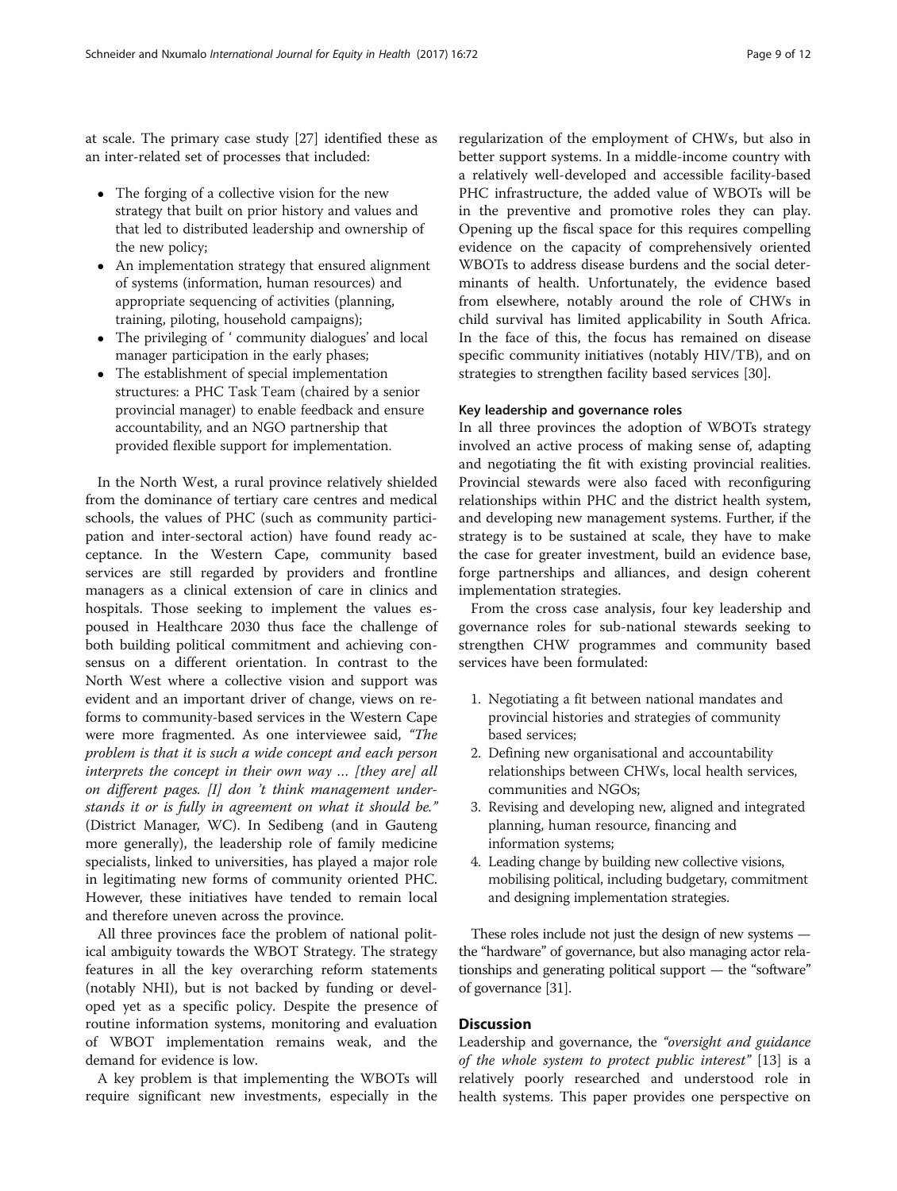at scale. The primary case study [27] identified these as an inter-related set of processes that included:

- The forging of a collective vision for the new strategy that built on prior history and values and that led to distributed leadership and ownership of the new policy;
- An implementation strategy that ensured alignment of systems (information, human resources) and appropriate sequencing of activities (planning, training, piloting, household campaigns);
- The privileging of ' community dialogues' and local manager participation in the early phases;
- The establishment of special implementation structures: a PHC Task Team (chaired by a senior provincial manager) to enable feedback and ensure accountability, and an NGO partnership that provided flexible support for implementation.

In the North West, a rural province relatively shielded from the dominance of tertiary care centres and medical schools, the values of PHC (such as community participation and inter-sectoral action) have found ready acceptance. In the Western Cape, community based services are still regarded by providers and frontline managers as a clinical extension of care in clinics and hospitals. Those seeking to implement the values espoused in Healthcare 2030 thus face the challenge of both building political commitment and achieving consensus on a different orientation. In contrast to the North West where a collective vision and support was evident and an important driver of change, views on reforms to community-based services in the Western Cape were more fragmented. As one interviewee said, *"The problem is that it is such a wide concept and each person interprets the concept in their own way … [they are] all on different pages. [I] don 't think management understands it or is fully in agreement on what it should be."* (District Manager, WC). In Sedibeng (and in Gauteng more generally), the leadership role of family medicine specialists, linked to universities, has played a major role in legitimating new forms of community oriented PHC. However, these initiatives have tended to remain local and therefore uneven across the province.

All three provinces face the problem of national political ambiguity towards the WBOT Strategy. The strategy features in all the key overarching reform statements (notably NHI), but is not backed by funding or developed yet as a specific policy. Despite the presence of routine information systems, monitoring and evaluation of WBOT implementation remains weak, and the demand for evidence is low.

A key problem is that implementing the WBOTs will require significant new investments, especially in the regularization of the employment of CHWs, but also in better support systems. In a middle-income country with a relatively well-developed and accessible facility-based PHC infrastructure, the added value of WBOTs will be in the preventive and promotive roles they can play. Opening up the fiscal space for this requires compelling evidence on the capacity of comprehensively oriented WBOTs to address disease burdens and the social determinants of health. Unfortunately, the evidence based from elsewhere, notably around the role of CHWs in child survival has limited applicability in South Africa. In the face of this, the focus has remained on disease specific community initiatives (notably HIV/TB), and on strategies to strengthen facility based services [30].

#### Key leadership and governance roles

In all three provinces the adoption of WBOTs strategy involved an active process of making sense of, adapting and negotiating the fit with existing provincial realities. Provincial stewards were also faced with reconfiguring relationships within PHC and the district health system, and developing new management systems. Further, if the strategy is to be sustained at scale, they have to make the case for greater investment, build an evidence base, forge partnerships and alliances, and design coherent implementation strategies.

From the cross case analysis, four key leadership and governance roles for sub-national stewards seeking to strengthen CHW programmes and community based services have been formulated:

1. Negotiating a fit between national mandates and provincial histories and strategies of community based services;
2. Defining new organisational and accountability relationships between CHWs, local health services, communities and NGOs;
3. Revising and developing new, aligned and integrated planning, human resource, financing and information systems;
4. Leading change by building new collective visions, mobilising political, including budgetary, commitment and designing implementation strategies.

These roles include not just the design of new systems — the "hardware" of governance, but also managing actor relationships and generating political support — the "software" of governance [31].

## Discussion

Leadership and governance, the *"oversight and guidance of the whole system to protect public interest"* [13] is a relatively poorly researched and understood role in health systems. This paper provides one perspective on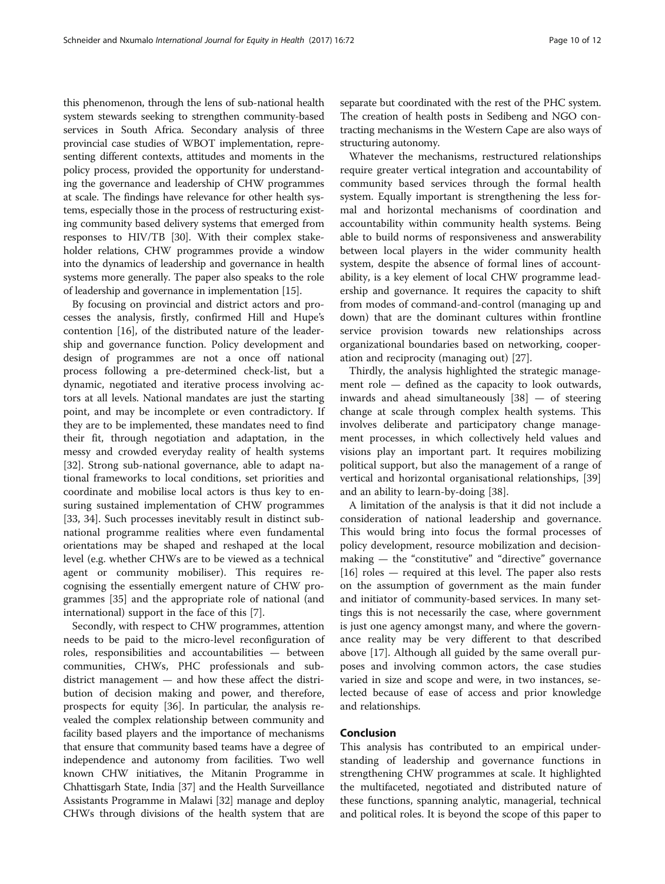this phenomenon, through the lens of sub-national health system stewards seeking to strengthen community-based services in South Africa. Secondary analysis of three provincial case studies of WBOT implementation, representing different contexts, attitudes and moments in the policy process, provided the opportunity for understanding the governance and leadership of CHW programmes at scale. The findings have relevance for other health systems, especially those in the process of restructuring existing community based delivery systems that emerged from responses to HIV/TB [30]. With their complex stakeholder relations, CHW programmes provide a window into the dynamics of leadership and governance in health systems more generally. The paper also speaks to the role of leadership and governance in implementation [15].

By focusing on provincial and district actors and processes the analysis, firstly, confirmed Hill and Hupe's contention [16], of the distributed nature of the leadership and governance function. Policy development and design of programmes are not a once off national process following a pre-determined check-list, but a dynamic, negotiated and iterative process involving actors at all levels. National mandates are just the starting point, and may be incomplete or even contradictory. If they are to be implemented, these mandates need to find their fit, through negotiation and adaptation, in the messy and crowded everyday reality of health systems [32]. Strong sub-national governance, able to adapt national frameworks to local conditions, set priorities and coordinate and mobilise local actors is thus key to ensuring sustained implementation of CHW programmes [33, 34]. Such processes inevitably result in distinct sub-national programme realities where even fundamental orientations may be shaped and reshaped at the local level (e.g. whether CHWs are to be viewed as a technical agent or community mobiliser). This requires recognising the essentially emergent nature of CHW programmes [35] and the appropriate role of national (and international) support in the face of this [7].

Secondly, with respect to CHW programmes, attention needs to be paid to the micro-level reconfiguration of roles, responsibilities and accountabilities — between communities, CHWs, PHC professionals and sub-district management — and how these affect the distribution of decision making and power, and therefore, prospects for equity [36]. In particular, the analysis revealed the complex relationship between community and facility based players and the importance of mechanisms that ensure that community based teams have a degree of independence and autonomy from facilities. Two well known CHW initiatives, the Mitanin Programme in Chhattisgarh State, India [37] and the Health Surveillance Assistants Programme in Malawi [32] manage and deploy CHWs through divisions of the health system that are separate but coordinated with the rest of the PHC system. The creation of health posts in Sedibeng and NGO contracting mechanisms in the Western Cape are also ways of structuring autonomy.

Whatever the mechanisms, restructured relationships require greater vertical integration and accountability of community based services through the formal health system. Equally important is strengthening the less formal and horizontal mechanisms of coordination and accountability within community health systems. Being able to build norms of responsiveness and answerability between local players in the wider community health system, despite the absence of formal lines of accountability, is a key element of local CHW programme leadership and governance. It requires the capacity to shift from modes of command-and-control (managing up and down) that are the dominant cultures within frontline service provision towards new relationships across organizational boundaries based on networking, cooperation and reciprocity (managing out) [27].

Thirdly, the analysis highlighted the strategic management role — defined as the capacity to look outwards, inwards and ahead simultaneously [38] — of steering change at scale through complex health systems. This involves deliberate and participatory change management processes, in which collectively held values and visions play an important part. It requires mobilizing political support, but also the management of a range of vertical and horizontal organisational relationships, [39] and an ability to learn-by-doing [38].

A limitation of the analysis is that it did not include a consideration of national leadership and governance. This would bring into focus the formal processes of policy development, resource mobilization and decision-making — the "constitutive" and "directive" governance [16] roles — required at this level. The paper also rests on the assumption of government as the main funder and initiator of community-based services. In many settings this is not necessarily the case, where government is just one agency amongst many, and where the governance reality may be very different to that described above [17]. Although all guided by the same overall purposes and involving common actors, the case studies varied in size and scope and were, in two instances, selected because of ease of access and prior knowledge and relationships.

## Conclusion

This analysis has contributed to an empirical understanding of leadership and governance functions in strengthening CHW programmes at scale. It highlighted the multifaceted, negotiated and distributed nature of these functions, spanning analytic, managerial, technical and political roles. It is beyond the scope of this paper to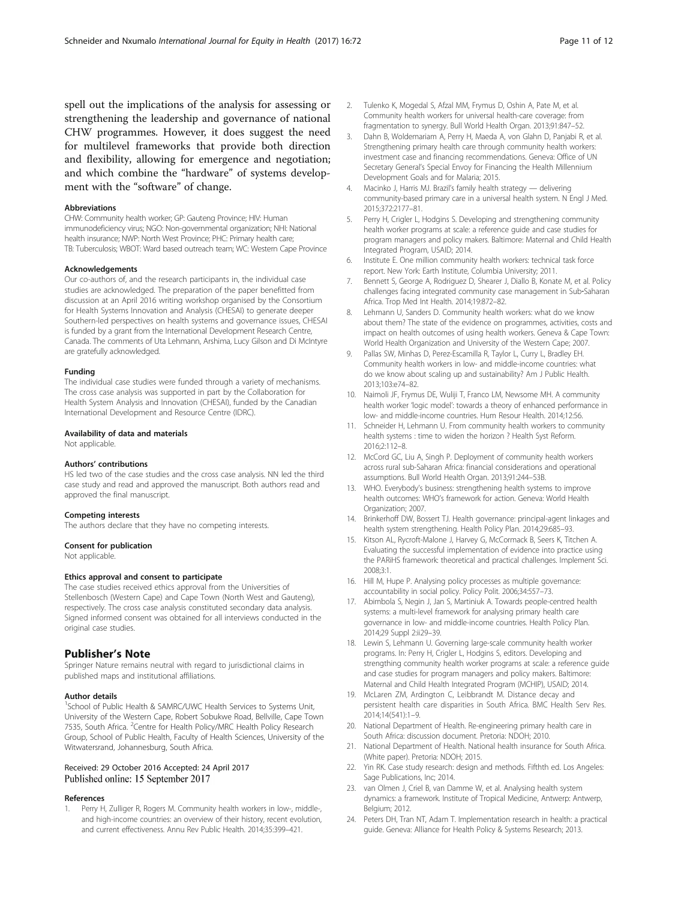spell out the implications of the analysis for assessing or strengthening the leadership and governance of national CHW programmes. However, it does suggest the need for multilevel frameworks that provide both direction and flexibility, allowing for emergence and negotiation; and which combine the "hardware" of systems development with the "software" of change.

#### Abbreviations

CHW: Community health worker; GP: Gauteng Province; HIV: Human immunodeficiency virus; NGO: Non-governmental organization; NHI: National health insurance; NWP: North West Province; PHC: Primary health care; TB: Tuberculosis; WBOT: Ward based outreach team; WC: Western Cape Province

#### Acknowledgements

Our co-authors of, and the research participants in, the individual case studies are acknowledged. The preparation of the paper benefitted from discussion at an April 2016 writing workshop organised by the Consortium for Health Systems Innovation and Analysis (CHESAI) to generate deeper Southern-led perspectives on health systems and governance issues, CHESAI is funded by a grant from the International Development Research Centre, Canada. The comments of Uta Lehmann, Arshima, Lucy Gilson and Di McIntyre are gratefully acknowledged.

#### Funding

The individual case studies were funded through a variety of mechanisms. The cross case analysis was supported in part by the Collaboration for Health System Analysis and Innovation (CHESAI), funded by the Canadian International Development and Resource Centre (IDRC).

#### Availability of data and materials

Not applicable.

#### Authors' contributions

HS led two of the case studies and the cross case analysis. NN led the third case study and read and approved the manuscript. Both authors read and approved the final manuscript.

#### Competing interests

The authors declare that they have no competing interests.

#### Consent for publication

Not applicable.

#### Ethics approval and consent to participate

The case studies received ethics approval from the Universities of Stellenbosch (Western Cape) and Cape Town (North West and Gauteng), respectively. The cross case analysis constituted secondary data analysis. Signed informed consent was obtained for all interviews conducted in the original case studies.

## Publisher's Note

Springer Nature remains neutral with regard to jurisdictional claims in published maps and institutional affiliations.

#### Author details

[1]School of Public Health & SAMRC/UWC Health Services to Systems Unit, University of the Western Cape, Robert Sobukwe Road, Bellville, Cape Town 7535, South Africa. [2]Centre for Health Policy/MRC Health Policy Research Group, School of Public Health, Faculty of Health Sciences, University of the Witwatersrand, Johannesburg, South Africa.

Received: 29 October 2016 Accepted: 24 April 2017
Published online: 15 September 2017

#### References

1. Perry H, Zulliger R, Rogers M. Community health workers in low-, middle-, and high-income countries: an overview of their history, recent evolution, and current effectiveness. Annu Rev Public Health. 2014;35:399–421.
2. Tulenko K, Mogedal S, Afzal MM, Frymus D, Oshin A, Pate M, et al. Community health workers for universal health-care coverage: from fragmentation to synergy. Bull World Health Organ. 2013;91:847–52.
3. Dahn B, Woldemariam A, Perry H, Maeda A, von Glahn D, Panjabi R, et al. Strengthening primary health care through community health workers: investment case and financing recommendations. Geneva: Office of UN Secretary General's Special Envoy for Financing the Health Millennium Development Goals and for Malaria; 2015.
4. Macinko J, Harris MJ. Brazil's family health strategy — delivering community-based primary care in a universal health system. N Engl J Med. 2015;372:2177–81.
5. Perry H, Crigler L, Hodgins S. Developing and strengthening community health worker programs at scale: a reference guide and case studies for program managers and policy makers. Baltimore: Maternal and Child Health Integrated Program, USAID; 2014.
6. Institute E. One million community health workers: technical task force report. New York: Earth Institute, Columbia University; 2011.
7. Bennett S, George A, Rodriguez D, Shearer J, Diallo B, Konate M, et al. Policy challenges facing integrated community case management in Sub-Saharan Africa. Trop Med Int Health. 2014;19:872–82.
8. Lehmann U, Sanders D. Community health workers: what do we know about them? The state of the evidence on programmes, activities, costs and impact on health outcomes of using health workers. Geneva & Cape Town: World Health Organization and University of the Western Cape; 2007.
9. Pallas SW, Minhas D, Perez-Escamilla R, Taylor L, Curry L, Bradley EH. Community health workers in low- and middle-income countries: what do we know about scaling up and sustainability? Am J Public Health. 2013;103:e74–82.
10. Naimoli JF, Frymus DE, Wuliji T, Franco LM, Newsome MH. A community health worker 'logic model': towards a theory of enhanced performance in low- and middle-income countries. Hum Resour Health. 2014;12:56.
11. Schneider H, Lehmann U. From community health workers to community health systems : time to widen the horizon ? Health Syst Reform. 2016;2:112–8.
12. McCord GC, Liu A, Singh P. Deployment of community health workers across rural sub-Saharan Africa: financial considerations and operational assumptions. Bull World Health Organ. 2013;91:244–53B.
13. WHO. Everybody's business: strengthening health systems to improve health outcomes: WHO's framework for action. Geneva: World Health Organization; 2007.
14. Brinkerhoff DW, Bossert TJ. Health governance: principal-agent linkages and health system strengthening. Health Policy Plan. 2014;29:685–93.
15. Kitson AL, Rycroft-Malone J, Harvey G, McCormack B, Seers K, Titchen A. Evaluating the successful implementation of evidence into practice using the PARiHS framework: theoretical and practical challenges. Implement Sci. 2008;3:1.
16. Hill M, Hupe P. Analysing policy processes as multiple governance: accountability in social policy. Policy Polit. 2006;34:557–73.
17. Abimbola S, Negin J, Jan S, Martiniuk A. Towards people-centred health systems: a multi-level framework for analysing primary health care governance in low- and middle-income countries. Health Policy Plan. 2014;29 Suppl 2:ii29–39.
18. Lewin S, Lehmann U. Governing large-scale community health worker programs. In: Perry H, Crigler L, Hodgins S, editors. Developing and strengthing community health worker programs at scale: a reference guide and case studies for program managers and policy makers. Baltimore: Maternal and Child Health Integrated Program (MCHIP), USAID; 2014.
19. McLaren ZM, Ardington C, Leibbrandt M. Distance decay and persistent health care disparities in South Africa. BMC Health Serv Res. 2014;14(541):1–9.
20. National Department of Health. Re-engineering primary health care in South Africa: discussion document. Pretoria: NDOH; 2010.
21. National Department of Health. National health insurance for South Africa. (White paper). Pretoria: NDOH; 2015.
22. Yin RK. Case study research: design and methods. Fifthth ed. Los Angeles: Sage Publications, Inc; 2014.
23. van Olmen J, Criel B, van Damme W, et al. Analysing health system dynamics: a framework. Institute of Tropical Medicine, Antwerp: Antwerp, Belgium; 2012.
24. Peters DH, Tran NT, Adam T. Implementation research in health: a practical guide. Geneva: Alliance for Health Policy & Systems Research; 2013.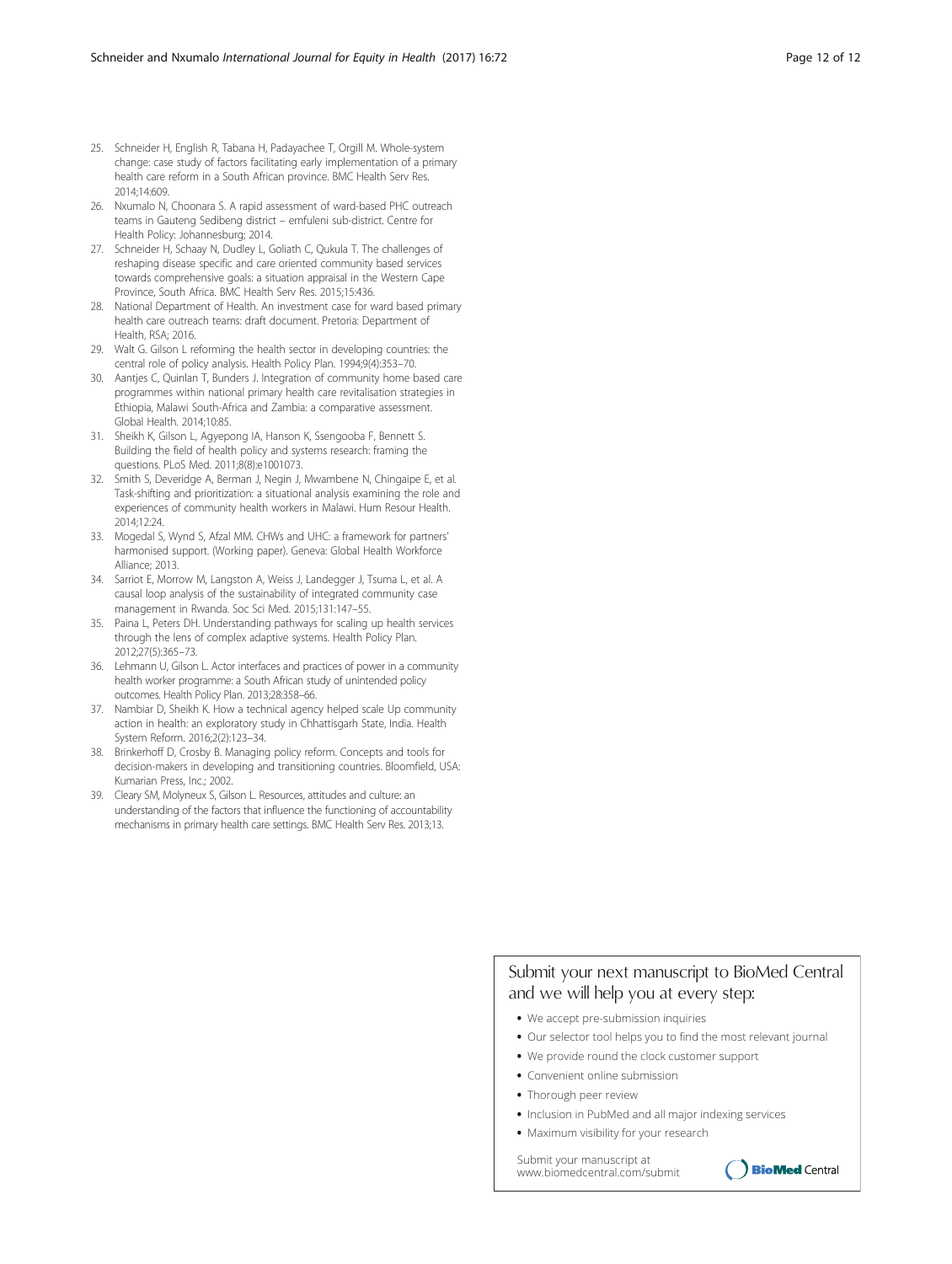25. Schneider H, English R, Tabana H, Padayachee T, Orgill M. Whole-system change: case study of factors facilitating early implementation of a primary health care reform in a South African province. BMC Health Serv Res. 2014;14:609.
26. Nxumalo N, Choonara S. A rapid assessment of ward-based PHC outreach teams in Gauteng Sedibeng district – emfuleni sub-district. Centre for Health Policy: Johannesburg; 2014.
27. Schneider H, Schaay N, Dudley L, Goliath C, Qukula T. The challenges of reshaping disease specific and care oriented community based services towards comprehensive goals: a situation appraisal in the Western Cape Province, South Africa. BMC Health Serv Res. 2015;15:436.
28. National Department of Health. An investment case for ward based primary health care outreach teams: draft document. Pretoria: Department of Health, RSA; 2016.
29. Walt G. Gilson L reforming the health sector in developing countries: the central role of policy analysis. Health Policy Plan. 1994;9(4):353–70.
30. Aantjes C, Quinlan T, Bunders J. Integration of community home based care programmes within national primary health care revitalisation strategies in Ethiopia, Malawi South-Africa and Zambia: a comparative assessment. Global Health. 2014;10:85.
31. Sheikh K, Gilson L, Agyepong IA, Hanson K, Ssengooba F, Bennett S. Building the field of health policy and systems research: framing the questions. PLoS Med. 2011;8(8):e1001073.
32. Smith S, Deveridge A, Berman J, Negin J, Mwambene N, Chingaipe E, et al. Task-shifting and prioritization: a situational analysis examining the role and experiences of community health workers in Malawi. Hum Resour Health. 2014;12:24.
33. Mogedal S, Wynd S, Afzal MM. CHWs and UHC: a framework for partners' harmonised support. (Working paper). Geneva: Global Health Workforce Alliance; 2013.
34. Sarriot E, Morrow M, Langston A, Weiss J, Landegger J, Tsuma L, et al. A causal loop analysis of the sustainability of integrated community case management in Rwanda. Soc Sci Med. 2015;131:147–55.
35. Paina L, Peters DH. Understanding pathways for scaling up health services through the lens of complex adaptive systems. Health Policy Plan. 2012;27(5):365–73.
36. Lehmann U, Gilson L. Actor interfaces and practices of power in a community health worker programme: a South African study of unintended policy outcomes. Health Policy Plan. 2013;28:358–66.
37. Nambiar D, Sheikh K. How a technical agency helped scale Up community action in health: an exploratory study in Chhattisgarh State, India. Health System Reform. 2016;2(2):123–34.
38. Brinkerhoff D, Crosby B. Managing policy reform. Concepts and tools for decision-makers in developing and transitioning countries. Bloomfield, USA: Kumarian Press, Inc.; 2002.
39. Cleary SM, Molyneux S, Gilson L. Resources, attitudes and culture: an understanding of the factors that influence the functioning of accountability mechanisms in primary health care settings. BMC Health Serv Res. 2013;13.

Submit your next manuscript to BioMed Central and we will help you at every step:

- We accept pre-submission inquiries
- Our selector tool helps you to find the most relevant journal
- We provide round the clock customer support
- Convenient online submission
- Thorough peer review
- Inclusion in PubMed and all major indexing services
- Maximum visibility for your research

Submit your manuscript at
www.biomedcentral.com/submit

BioMed Central